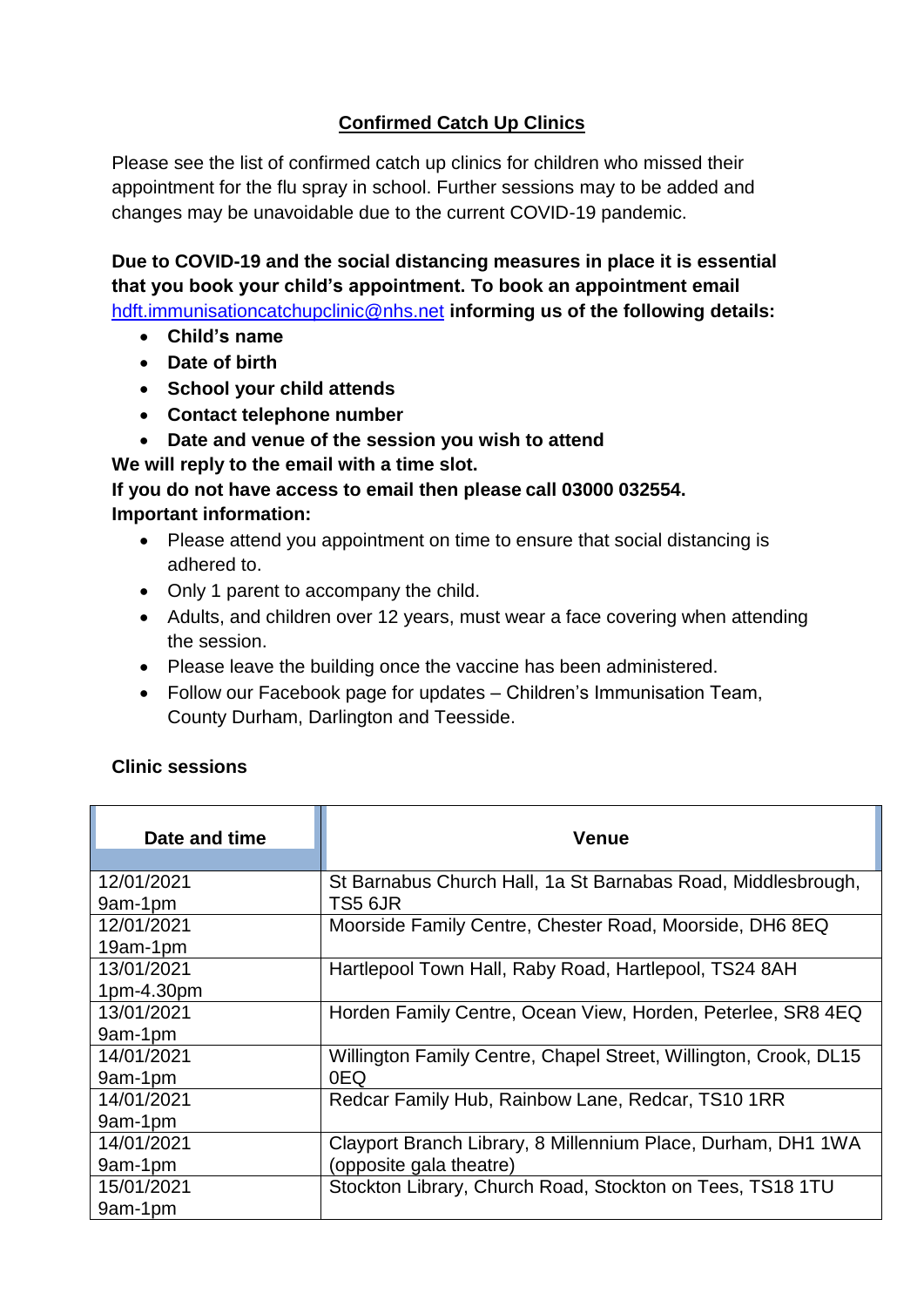## Confirmed Catch Up Clinics

Please see the list of confirmed catch up clinics for children who missed their appointment for the flu spray in school. Further sessions may to be added and changes may be unavoidable due to the current COVID-19 pandemic.

**Due to COVID-19 and the social distancing measures in place it is essential that you book your child's appointment. To book an appointment email** hdft.immunisationcatchupclinic@nhs.net **informing us of the following details:**

- **Child's name**
- **Date of birth**
- **School your child attends**
- **Contact telephone number**
- **Date and venue of the session you wish to attend**

**We will reply to the email with a time slot.**

**If you do not have access to email then please call 03000 032554.**

**Important information:**

- Please attend you appointment on time to ensure that social distancing is adhered to.
- Only 1 parent to accompany the child.
- Adults, and children over 12 years, must wear a face covering when attending the session.
- Please leave the building once the vaccine has been administered.
- Follow our Facebook page for updates – Children's Immunisation Team, County Durham, Darlington and Teesside.

**Clinic sessions**

| Date and time | Venue |
|---|---|
| 12/01/2021 9am-1pm | St Barnabus Church Hall, 1a St Barnabas Road, Middlesbrough, TS5 6JR |
| 12/01/2021 19am-1pm | Moorside Family Centre, Chester Road, Moorside, DH6 8EQ |
| 13/01/2021 1pm-4.30pm | Hartlepool Town Hall, Raby Road, Hartlepool, TS24 8AH |
| 13/01/2021 9am-1pm | Horden Family Centre, Ocean View, Horden, Peterlee, SR8 4EQ |
| 14/01/2021 9am-1pm | Willington Family Centre, Chapel Street, Willington, Crook, DL15 0EQ |
| 14/01/2021 9am-1pm | Redcar Family Hub, Rainbow Lane, Redcar, TS10 1RR |
| 14/01/2021 9am-1pm | Clayport Branch Library, 8 Millennium Place, Durham, DH1 1WA (opposite gala theatre) |
| 15/01/2021 9am-1pm | Stockton Library, Church Road, Stockton on Tees, TS18 1TU |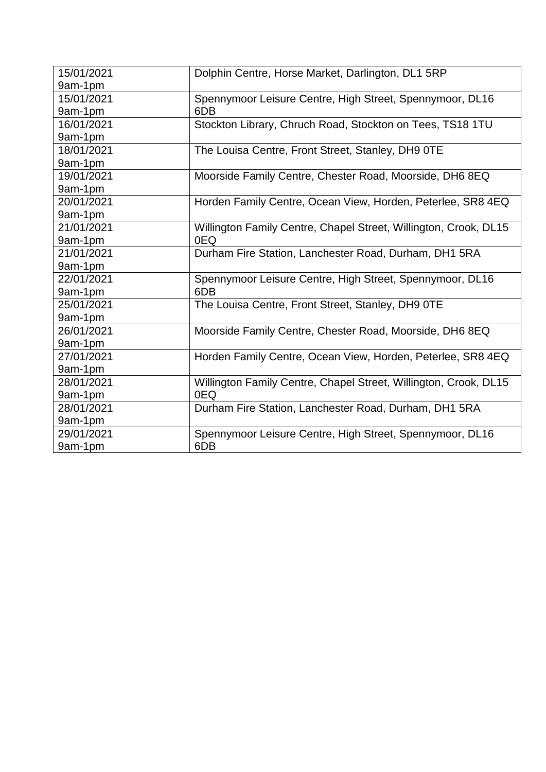| | |
|---|---|
| 15/01/2021 9am-1pm | Dolphin Centre, Horse Market, Darlington, DL1 5RP |
| 15/01/2021 9am-1pm | Spennymoor Leisure Centre, High Street, Spennymoor, DL16 6DB |
| 16/01/2021 9am-1pm | Stockton Library, Chruch Road, Stockton on Tees, TS18 1TU |
| 18/01/2021 9am-1pm | The Louisa Centre, Front Street, Stanley, DH9 0TE |
| 19/01/2021 9am-1pm | Moorside Family Centre, Chester Road, Moorside, DH6 8EQ |
| 20/01/2021 9am-1pm | Horden Family Centre, Ocean View, Horden, Peterlee, SR8 4EQ |
| 21/01/2021 9am-1pm | Willington Family Centre, Chapel Street, Willington, Crook, DL15 0EQ |
| 21/01/2021 9am-1pm | Durham Fire Station, Lanchester Road, Durham, DH1 5RA |
| 22/01/2021 9am-1pm | Spennymoor Leisure Centre, High Street, Spennymoor, DL16 6DB |
| 25/01/2021 9am-1pm | The Louisa Centre, Front Street, Stanley, DH9 0TE |
| 26/01/2021 9am-1pm | Moorside Family Centre, Chester Road, Moorside, DH6 8EQ |
| 27/01/2021 9am-1pm | Horden Family Centre, Ocean View, Horden, Peterlee, SR8 4EQ |
| 28/01/2021 9am-1pm | Willington Family Centre, Chapel Street, Willington, Crook, DL15 0EQ |
| 28/01/2021 9am-1pm | Durham Fire Station, Lanchester Road, Durham, DH1 5RA |
| 29/01/2021 9am-1pm | Spennymoor Leisure Centre, High Street, Spennymoor, DL16 6DB |